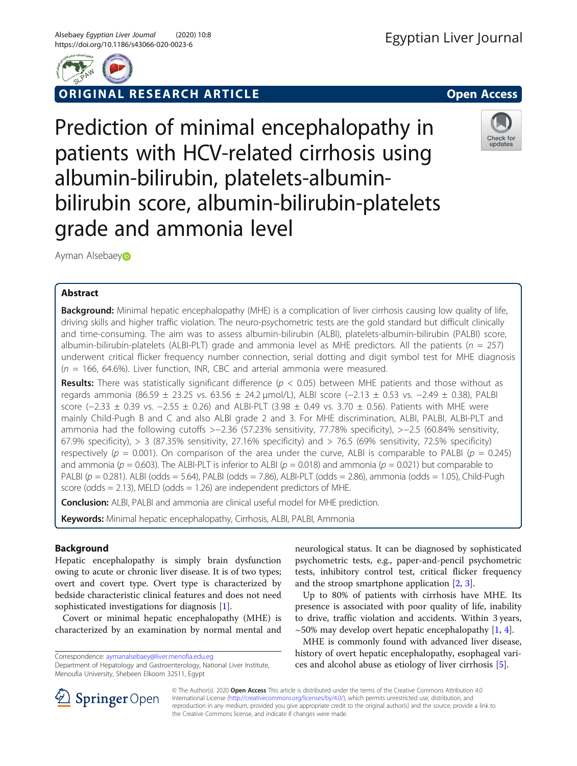ORIGINAL RESEARCH ARTICLE

Open Access

# Prediction of minimal encephalopathy in patients with HCV-related cirrhosis using albumin-bilirubin, platelets-albumin-bilirubin score, albumin-bilirubin-platelets grade and ammonia level

Ayman Alsebaey

## Abstract

**Background:** Minimal hepatic encephalopathy (MHE) is a complication of liver cirrhosis causing low quality of life, driving skills and higher traffic violation. The neuro-psychometric tests are the gold standard but difficult clinically and time-consuming. The aim was to assess albumin-bilirubin (ALBI), platelets-albumin-bilirubin (PALBI) score, albumin-bilirubin-platelets (ALBI-PLT) grade and ammonia level as MHE predictors. All the patients ($n$ = 257) underwent critical flicker frequency number connection, serial dotting and digit symbol test for MHE diagnosis ($n$ = 166, 64.6%). Liver function, INR, CBC and arterial ammonia were measured.

**Results:** There was statistically significant difference ($p < 0.05$) between MHE patients and those without as regards ammonia (86.59 ± 23.25 vs. 63.56 ± 24.2 μmol/L), ALBI score (−2.13 ± 0.53 vs. −2.49 ± 0.38), PALBI score (−2.33 ± 0.39 vs. −2.55 ± 0.26) and ALBI-PLT (3.98 ± 0.49 vs. 3.70 ± 0.56). Patients with MHE were mainly Child-Pugh B and C and also ALBI grade 2 and 3. For MHE discrimination, ALBI, PALBI, ALBI-PLT and ammonia had the following cutoffs >−2.36 (57.23% sensitivity, 77.78% specificity), >−2.5 (60.84% sensitivity, 67.9% specificity), > 3 (87.35% sensitivity, 27.16% specificity) and > 76.5 (69% sensitivity, 72.5% specificity) respectively ($p$ = 0.001). On comparison of the area under the curve, ALBI is comparable to PALBI ($p$ = 0.245) and ammonia ($p$ = 0.603). The ALBI-PLT is inferior to ALBI ($p$ = 0.018) and ammonia ($p$ = 0.021) but comparable to PALBI ($p$ = 0.281). ALBI (odds = 5.64), PALBI (odds = 7.86), ALBI-PLT (odds = 2.86), ammonia (odds = 1.05), Child-Pugh score (odds = 2.13), MELD (odds = 1.26) are independent predictors of MHE.

**Conclusion:** ALBI, PALBI and ammonia are clinical useful model for MHE prediction.

**Keywords:** Minimal hepatic encephalopathy, Cirrhosis, ALBI, PALBI, Ammonia

## Background

Hepatic encephalopathy is simply brain dysfunction owing to acute or chronic liver disease. It is of two types; overt and covert type. Overt type is characterized by bedside characteristic clinical features and does not need sophisticated investigations for diagnosis [1].

Covert or minimal hepatic encephalopathy (MHE) is characterized by an examination by normal mental and neurological status. It can be diagnosed by sophisticated psychometric tests, e.g., paper-and-pencil psychometric tests, inhibitory control test, critical flicker frequency and the stroop smartphone application [2, 3].

Up to 80% of patients with cirrhosis have MHE. Its presence is associated with poor quality of life, inability to drive, traffic violation and accidents. Within 3 years, ~50% may develop overt hepatic encephalopathy [1, 4].

MHE is commonly found with advanced liver disease, history of overt hepatic encephalopathy, esophageal varices and alcohol abuse as etiology of liver cirrhosis [5].

Correspondence: aymanalsebaey@liver.menofia.edu.eg
Department of Hepatology and Gastroenterology, National Liver Institute, Menoufia University, Shebeen Elkoom 32511, Egypt

© The Author(s). 2020 **Open Access** This article is distributed under the terms of the Creative Commons Attribution 4.0 International License (http://creativecommons.org/licenses/by/4.0/), which permits unrestricted use, distribution, and reproduction in any medium, provided you give appropriate credit to the original author(s) and the source, provide a link to the Creative Commons license, and indicate if changes were made.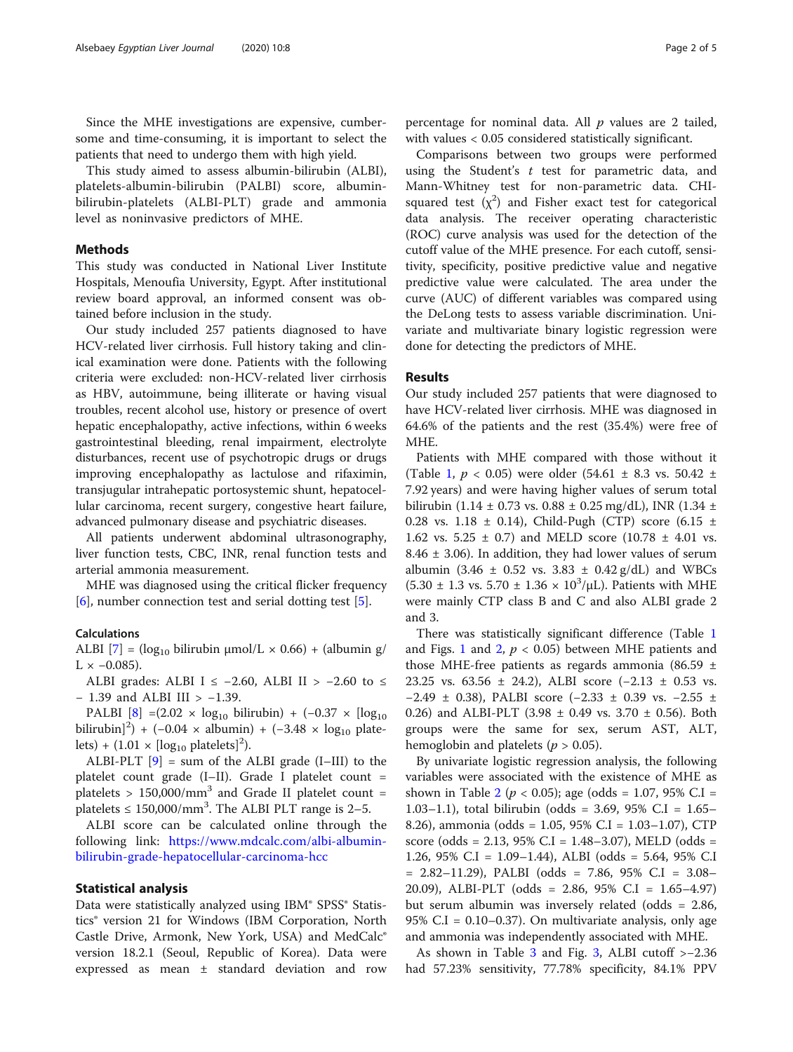Since the MHE investigations are expensive, cumbersome and time-consuming, it is important to select the patients that need to undergo them with high yield.

This study aimed to assess albumin-bilirubin (ALBI), platelets-albumin-bilirubin (PALBI) score, albumin-bilirubin-platelets (ALBI-PLT) grade and ammonia level as noninvasive predictors of MHE.

## Methods

This study was conducted in National Liver Institute Hospitals, Menoufia University, Egypt. After institutional review board approval, an informed consent was obtained before inclusion in the study.

Our study included 257 patients diagnosed to have HCV-related liver cirrhosis. Full history taking and clinical examination were done. Patients with the following criteria were excluded: non-HCV-related liver cirrhosis as HBV, autoimmune, being illiterate or having visual troubles, recent alcohol use, history or presence of overt hepatic encephalopathy, active infections, within 6 weeks gastrointestinal bleeding, renal impairment, electrolyte disturbances, recent use of psychotropic drugs or drugs improving encephalopathy as lactulose and rifaximin, transjugular intrahepatic portosystemic shunt, hepatocellular carcinoma, recent surgery, congestive heart failure, advanced pulmonary disease and psychiatric diseases.

All patients underwent abdominal ultrasonography, liver function tests, CBC, INR, renal function tests and arterial ammonia measurement.

MHE was diagnosed using the critical flicker frequency [6], number connection test and serial dotting test [5].

### Calculations

ALBI [7] = ($\log_{10}$ bilirubin μmol/L × 0.66) + (albumin g/L × −0.085).

ALBI grades: ALBI I ≤ −2.60, ALBI II > −2.60 to ≤ − 1.39 and ALBI III > −1.39.

PALBI [8] =(2.02 × $\log_{10}$ bilirubin) + (−0.37 × [$\log_{10}$ bilirubin]$^2$) + (−0.04 × albumin) + (−3.48 × $\log_{10}$ platelets) + (1.01 × [$\log_{10}$ platelets]$^2$).

ALBI-PLT [9] = sum of the ALBI grade (I–III) to the platelet count grade (I–II). Grade I platelet count = platelets > 150,000/mm$^3$ and Grade II platelet count = platelets ≤ 150,000/mm$^3$. The ALBI PLT range is 2–5.

ALBI score can be calculated online through the following link: https://www.mdcalc.com/albi-albumin-bilirubin-grade-hepatocellular-carcinoma-hcc

## Statistical analysis

Data were statistically analyzed using IBM® SPSS® Statistics® version 21 for Windows (IBM Corporation, North Castle Drive, Armonk, New York, USA) and MedCalc® version 18.2.1 (Seoul, Republic of Korea). Data were expressed as mean ± standard deviation and row percentage for nominal data. All *p* values are 2 tailed, with values < 0.05 considered statistically significant.

Comparisons between two groups were performed using the Student's *t* test for parametric data, and Mann-Whitney test for non-parametric data. CHI-squared test ($\chi^2$) and Fisher exact test for categorical data analysis. The receiver operating characteristic (ROC) curve analysis was used for the detection of the cutoff value of the MHE presence. For each cutoff, sensitivity, specificity, positive predictive value and negative predictive value were calculated. The area under the curve (AUC) of different variables was compared using the DeLong tests to assess variable discrimination. Univariate and multivariate binary logistic regression were done for detecting the predictors of MHE.

## Results

Our study included 257 patients that were diagnosed to have HCV-related liver cirrhosis. MHE was diagnosed in 64.6% of the patients and the rest (35.4%) were free of MHE.

Patients with MHE compared with those without it (Table 1, $p < 0.05$) were older (54.61 ± 8.3 vs. 50.42 ± 7.92 years) and were having higher values of serum total bilirubin (1.14 ± 0.73 vs. 0.88 ± 0.25 mg/dL), INR (1.34 ± 0.28 vs. 1.18 ± 0.14), Child-Pugh (CTP) score (6.15 ± 1.62 vs. 5.25 ± 0.7) and MELD score (10.78 ± 4.01 vs. 8.46 ± 3.06). In addition, they had lower values of serum albumin (3.46 ± 0.52 vs. 3.83 ± 0.42 g/dL) and WBCs (5.30 ± 1.3 vs. 5.70 ± 1.36 × $10^3$/μL). Patients with MHE were mainly CTP class B and C and also ALBI grade 2 and 3.

There was statistically significant difference (Table 1 and Figs. 1 and 2, $p < 0.05$) between MHE patients and those MHE-free patients as regards ammonia (86.59 ± 23.25 vs. 63.56 ± 24.2), ALBI score (−2.13 ± 0.53 vs. −2.49 ± 0.38), PALBI score (−2.33 ± 0.39 vs. −2.55 ± 0.26) and ALBI-PLT (3.98 ± 0.49 vs. 3.70 ± 0.56). Both groups were the same for sex, serum AST, ALT, hemoglobin and platelets ($p > 0.05$).

By univariate logistic regression analysis, the following variables were associated with the existence of MHE as shown in Table 2 ($p < 0.05$); age (odds = 1.07, 95% C.I = 1.03–1.1), total bilirubin (odds = 3.69, 95% C.I = 1.65–8.26), ammonia (odds = 1.05, 95% C.I = 1.03–1.07), CTP score (odds = 2.13, 95% C.I = 1.48–3.07), MELD (odds = 1.26, 95% C.I = 1.09–1.44), ALBI (odds = 5.64, 95% C.I = 2.82–11.29), PALBI (odds = 7.86, 95% C.I = 3.08–20.09), ALBI-PLT (odds = 2.86, 95% C.I = 1.65–4.97) but serum albumin was inversely related (odds = 2.86, 95% C.I = 0.10–0.37). On multivariate analysis, only age and ammonia was independently associated with MHE.

As shown in Table 3 and Fig. 3, ALBI cutoff >−2.36 had 57.23% sensitivity, 77.78% specificity, 84.1% PPV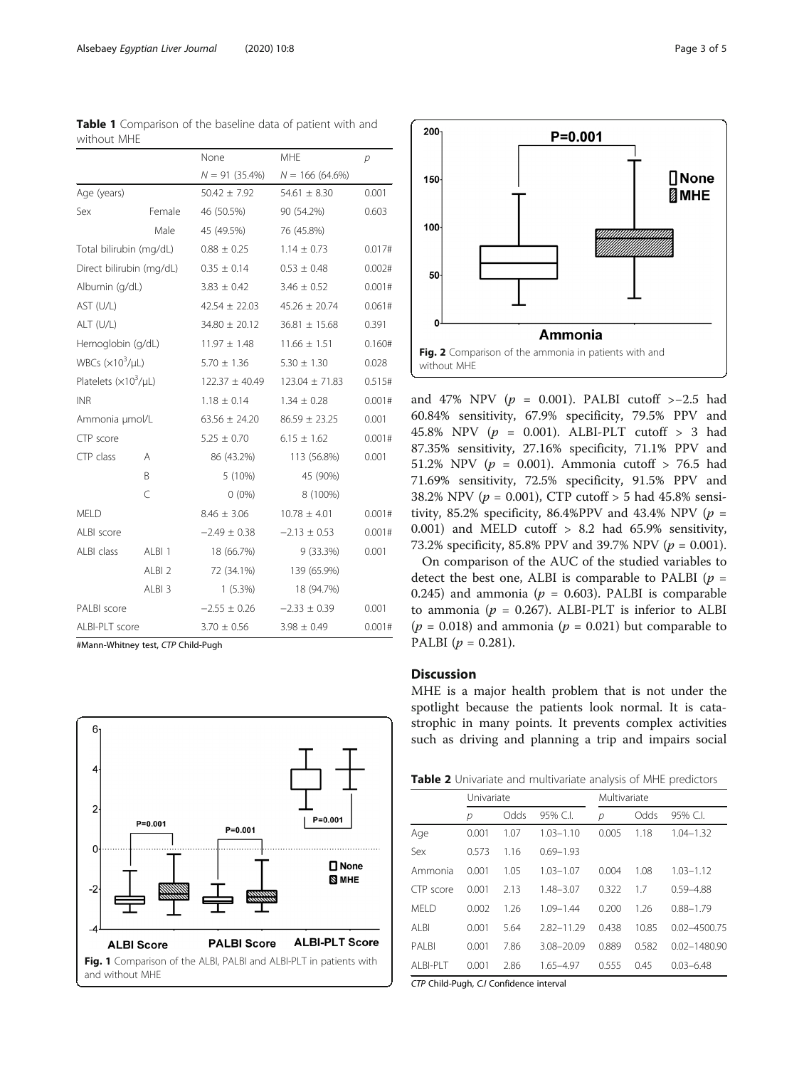**Table 1** Comparison of the baseline data of patient with and without MHE

| | | None | MHE | *p* |
|---|---|---|---|---|
| | | *N* = 91 (35.4%) | *N* = 166 (64.6%) | |
| Age (years) | | 50.42 ± 7.92 | 54.61 ± 8.30 | 0.001 |
| Sex | Female | 46 (50.5%) | 90 (54.2%) | 0.603 |
| | Male | 45 (49.5%) | 76 (45.8%) | |
| Total bilirubin (mg/dL) | | 0.88 ± 0.25 | 1.14 ± 0.73 | 0.017# |
| Direct bilirubin (mg/dL) | | 0.35 ± 0.14 | 0.53 ± 0.48 | 0.002# |
| Albumin (g/dL) | | 3.83 ± 0.42 | 3.46 ± 0.52 | 0.001# |
| AST (U/L) | | 42.54 ± 22.03 | 45.26 ± 20.74 | 0.061# |
| ALT (U/L) | | 34.80 ± 20.12 | 36.81 ± 15.68 | 0.391 |
| Hemoglobin (g/dL) | | 11.97 ± 1.48 | 11.66 ± 1.51 | 0.160# |
| WBCs ($\times10^3$/μL) | | 5.70 ± 1.36 | 5.30 ± 1.30 | 0.028 |
| Platelets ($\times10^3$/μL) | | 122.37 ± 40.49 | 123.04 ± 71.83 | 0.515# |
| INR | | 1.18 ± 0.14 | 1.34 ± 0.28 | 0.001# |
| Ammonia μmol/L | | 63.56 ± 24.20 | 86.59 ± 23.25 | 0.001 |
| CTP score | | 5.25 ± 0.70 | 6.15 ± 1.62 | 0.001# |
| CTP class | A | 86 (43.2%) | 113 (56.8%) | 0.001 |
| | B | 5 (10%) | 45 (90%) | |
| | C | 0 (0%) | 8 (100%) | |
| MELD | | 8.46 ± 3.06 | 10.78 ± 4.01 | 0.001# |
| ALBI score | | −2.49 ± 0.38 | −2.13 ± 0.53 | 0.001# |
| ALBI class | ALBI 1 | 18 (66.7%) | 9 (33.3%) | 0.001 |
| | ALBI 2 | 72 (34.1%) | 139 (65.9%) | |
| | ALBI 3 | 1 (5.3%) | 18 (94.7%) | |
| PALBI score | | −2.55 ± 0.26 | −2.33 ± 0.39 | 0.001 |
| ALBI-PLT score | | 3.70 ± 0.56 | 3.98 ± 0.49 | 0.001# |

#Mann-Whitney test, *CTP* Child-Pugh

**Fig. 1** Comparison of the ALBI, PALBI and ALBI-PLT in patients with and without MHE

**Fig. 2** Comparison of the ammonia in patients with and without MHE

and 47% NPV ($p$ = 0.001). PALBI cutoff >−2.5 had 60.84% sensitivity, 67.9% specificity, 79.5% PPV and 45.8% NPV ($p$ = 0.001). ALBI-PLT cutoff > 3 had 87.35% sensitivity, 27.16% specificity, 71.1% PPV and 51.2% NPV ($p$ = 0.001). Ammonia cutoff > 76.5 had 71.69% sensitivity, 72.5% specificity, 91.5% PPV and 38.2% NPV ($p$ = 0.001), CTP cutoff > 5 had 45.8% sensitivity, 85.2% specificity, 86.4%PPV and 43.4% NPV ($p$ = 0.001) and MELD cutoff > 8.2 had 65.9% sensitivity, 73.2% specificity, 85.8% PPV and 39.7% NPV ($p$ = 0.001).

On comparison of the AUC of the studied variables to detect the best one, ALBI is comparable to PALBI ($p$ = 0.245) and ammonia ($p$ = 0.603). PALBI is comparable to ammonia ($p$ = 0.267). ALBI-PLT is inferior to ALBI ($p$ = 0.018) and ammonia ($p$ = 0.021) but comparable to PALBI ($p$ = 0.281).

## Discussion

MHE is a major health problem that is not under the spotlight because the patients look normal. It is catastrophic in many points. It prevents complex activities such as driving and planning a trip and impairs social

**Table 2** Univariate and multivariate analysis of MHE predictors

| | Univariate | | | Multivariate | | |
|---|---|---|---|---|---|---|
| | *p* | Odds | 95% C.I. | *p* | Odds | 95% C.I. |
| Age | 0.001 | 1.07 | 1.03–1.10 | 0.005 | 1.18 | 1.04–1.32 |
| Sex | 0.573 | 1.16 | 0.69–1.93 | | | |
| Ammonia | 0.001 | 1.05 | 1.03–1.07 | 0.004 | 1.08 | 1.03–1.12 |
| CTP score | 0.001 | 2.13 | 1.48–3.07 | 0.322 | 1.7 | 0.59–4.88 |
| MELD | 0.002 | 1.26 | 1.09–1.44 | 0.200 | 1.26 | 0.88–1.79 |
| ALBI | 0.001 | 5.64 | 2.82–11.29 | 0.438 | 10.85 | 0.02–4500.75 |
| PALBI | 0.001 | 7.86 | 3.08–20.09 | 0.889 | 0.582 | 0.02–1480.90 |
| ALBI-PLT | 0.001 | 2.86 | 1.65–4.97 | 0.555 | 0.45 | 0.03–6.48 |

*CTP* Child-Pugh, *C.I* Confidence interval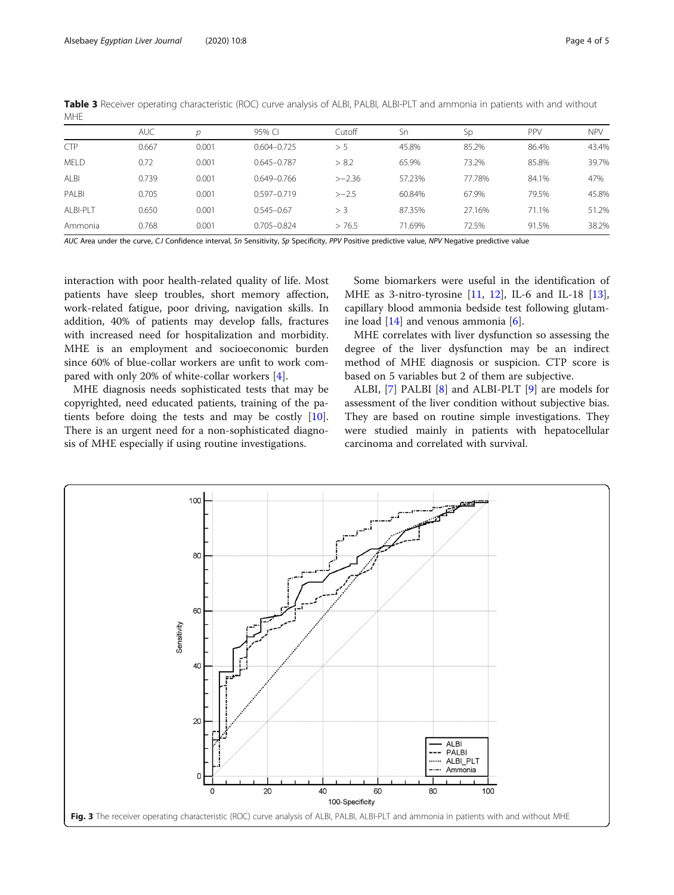**Table 3** Receiver operating characteristic (ROC) curve analysis of ALBI, PALBI, ALBI-PLT and ammonia in patients with and without MHE

| | AUC | p | 95% CI | Cutoff | Sn | Sp | PPV | NPV |
|---|---|---|---|---|---|---|---|---|
| CTP | 0.667 | 0.001 | 0.604–0.725 | > 5 | 45.8% | 85.2% | 86.4% | 43.4% |
| MELD | 0.72 | 0.001 | 0.645–0.787 | > 8.2 | 65.9% | 73.2% | 85.8% | 39.7% |
| ALBI | 0.739 | 0.001 | 0.649–0.766 | >−2.36 | 57.23% | 77.78% | 84.1% | 47% |
| PALBI | 0.705 | 0.001 | 0.597–0.719 | >−2.5 | 60.84% | 67.9% | 79.5% | 45.8% |
| ALBI-PLT | 0.650 | 0.001 | 0.545–0.67 | > 3 | 87.35% | 27.16% | 71.1% | 51.2% |
| Ammonia | 0.768 | 0.001 | 0.705–0.824 | > 76.5 | 71.69% | 72.5% | 91.5% | 38.2% |

*AUC* Area under the curve, *C.I* Confidence interval, *Sn* Sensitivity, *Sp* Specificity, *PPV* Positive predictive value, *NPV* Negative predictive value

interaction with poor health-related quality of life. Most patients have sleep troubles, short memory affection, work-related fatigue, poor driving, navigation skills. In addition, 40% of patients may develop falls, fractures with increased need for hospitalization and morbidity. MHE is an employment and socioeconomic burden since 60% of blue-collar workers are unfit to work compared with only 20% of white-collar workers [4].

MHE diagnosis needs sophisticated tests that may be copyrighted, need educated patients, training of the patients before doing the tests and may be costly [10]. There is an urgent need for a non-sophisticated diagnosis of MHE especially if using routine investigations.

Some biomarkers were useful in the identification of MHE as 3-nitro-tyrosine [11, 12], IL-6 and IL-18 [13], capillary blood ammonia bedside test following glutamine load [14] and venous ammonia [6].

MHE correlates with liver dysfunction so assessing the degree of the liver dysfunction may be an indirect method of MHE diagnosis or suspicion. CTP score is based on 5 variables but 2 of them are subjective.

ALBI, [7] PALBI [8] and ALBI-PLT [9] are models for assessment of the liver condition without subjective bias. They are based on routine simple investigations. They were studied mainly in patients with hepatocellular carcinoma and correlated with survival.

**Fig. 3** The receiver operating characteristic (ROC) curve analysis of ALBI, PALBI, ALBI-PLT and ammonia in patients with and without MHE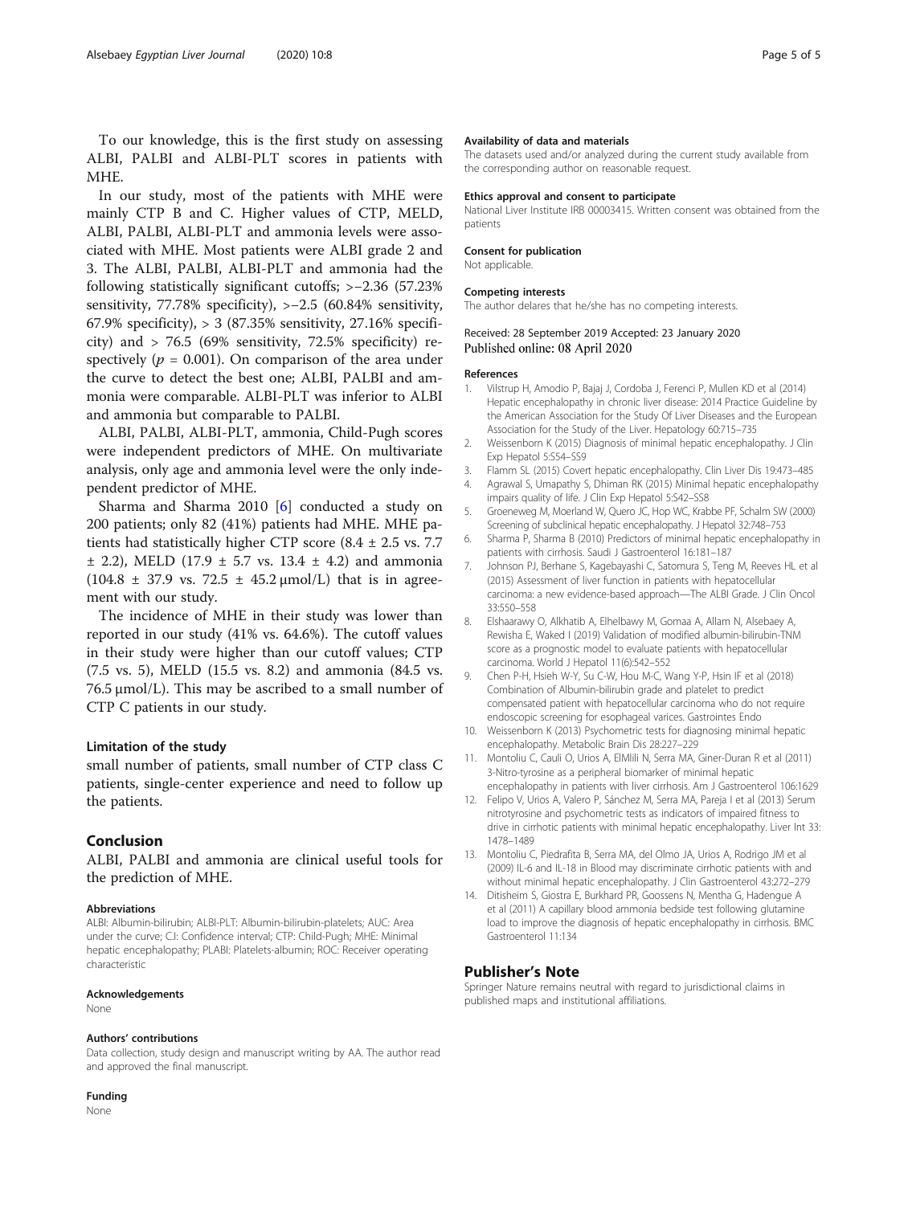To our knowledge, this is the first study on assessing ALBI, PALBI and ALBI-PLT scores in patients with MHE.

In our study, most of the patients with MHE were mainly CTP B and C. Higher values of CTP, MELD, ALBI, PALBI, ALBI-PLT and ammonia levels were associated with MHE. Most patients were ALBI grade 2 and 3. The ALBI, PALBI, ALBI-PLT and ammonia had the following statistically significant cutoffs; >−2.36 (57.23% sensitivity, 77.78% specificity), >−2.5 (60.84% sensitivity, 67.9% specificity), > 3 (87.35% sensitivity, 27.16% specificity) and > 76.5 (69% sensitivity, 72.5% specificity) respectively ($p$ = 0.001). On comparison of the area under the curve to detect the best one; ALBI, PALBI and ammonia were comparable. ALBI-PLT was inferior to ALBI and ammonia but comparable to PALBI.

ALBI, PALBI, ALBI-PLT, ammonia, Child-Pugh scores were independent predictors of MHE. On multivariate analysis, only age and ammonia level were the only independent predictor of MHE.

Sharma and Sharma 2010 [6] conducted a study on 200 patients; only 82 (41%) patients had MHE. MHE patients had statistically higher CTP score (8.4 ± 2.5 vs. 7.7 ± 2.2), MELD (17.9 ± 5.7 vs. 13.4 ± 4.2) and ammonia (104.8 ± 37.9 vs. 72.5 ± 45.2 μmol/L) that is in agreement with our study.

The incidence of MHE in their study was lower than reported in our study (41% vs. 64.6%). The cutoff values in their study were higher than our cutoff values; CTP (7.5 vs. 5), MELD (15.5 vs. 8.2) and ammonia (84.5 vs. 76.5 μmol/L). This may be ascribed to a small number of CTP C patients in our study.

### Limitation of the study

small number of patients, small number of CTP class C patients, single-center experience and need to follow up the patients.

## Conclusion

ALBI, PALBI and ammonia are clinical useful tools for the prediction of MHE.

#### Abbreviations

ALBI: Albumin-bilirubin; ALBI-PLT: Albumin-bilirubin-platelets; AUC: Area under the curve; C.I: Confidence interval; CTP: Child-Pugh; MHE: Minimal hepatic encephalopathy; PLABI: Platelets-albumin; ROC: Receiver operating characteristic

#### Acknowledgements

None

#### Authors' contributions

Data collection, study design and manuscript writing by AA. The author read and approved the final manuscript.

#### Funding

None

#### Availability of data and materials

The datasets used and/or analyzed during the current study available from the corresponding author on reasonable request.

#### Ethics approval and consent to participate

National Liver Institute IRB 00003415. Written consent was obtained from the patients

#### Consent for publication

Not applicable.

#### Competing interests

The author delares that he/she has no competing interests.

Received: 28 September 2019 Accepted: 23 January 2020
Published online: 08 April 2020

#### References

1. Vilstrup H, Amodio P, Bajaj J, Cordoba J, Ferenci P, Mullen KD et al (2014) Hepatic encephalopathy in chronic liver disease: 2014 Practice Guideline by the American Association for the Study Of Liver Diseases and the European Association for the Study of the Liver. Hepatology 60:715–735
2. Weissenborn K (2015) Diagnosis of minimal hepatic encephalopathy. J Clin Exp Hepatol 5:S54–SS9
3. Flamm SL (2015) Covert hepatic encephalopathy. Clin Liver Dis 19:473–485
4. Agrawal S, Umapathy S, Dhiman RK (2015) Minimal hepatic encephalopathy impairs quality of life. J Clin Exp Hepatol 5:S42–SS8
5. Groeneweg M, Moerland W, Quero JC, Hop WC, Krabbe PF, Schalm SW (2000) Screening of subclinical hepatic encephalopathy. J Hepatol 32:748–753
6. Sharma P, Sharma B (2010) Predictors of minimal hepatic encephalopathy in patients with cirrhosis. Saudi J Gastroenterol 16:181–187
7. Johnson PJ, Berhane S, Kagebayashi C, Satomura S, Teng M, Reeves HL et al (2015) Assessment of liver function in patients with hepatocellular carcinoma: a new evidence-based approach—The ALBI Grade. J Clin Oncol 33:550–558
8. Elshaarawy O, Alkhatib A, Elhelbawy M, Gomaa A, Allam N, Alsebaey A, Rewisha E, Waked I (2019) Validation of modified albumin-bilirubin-TNM score as a prognostic model to evaluate patients with hepatocellular carcinoma. World J Hepatol 11(6):542–552
9. Chen P-H, Hsieh W-Y, Su C-W, Hou M-C, Wang Y-P, Hsin IF et al (2018) Combination of Albumin-bilirubin grade and platelet to predict compensated patient with hepatocellular carcinoma who do not require endoscopic screening for esophageal varices. Gastrointes Endo
10. Weissenborn K (2013) Psychometric tests for diagnosing minimal hepatic encephalopathy. Metabolic Brain Dis 28:227–229
11. Montoliu C, Cauli O, Urios A, ElMlili N, Serra MA, Giner-Duran R et al (2011) 3-Nitro-tyrosine as a peripheral biomarker of minimal hepatic encephalopathy in patients with liver cirrhosis. Am J Gastroenterol 106:1629
12. Felipo V, Urios A, Valero P, Sánchez M, Serra MA, Pareja I et al (2013) Serum nitrotyrosine and psychometric tests as indicators of impaired fitness to drive in cirrhotic patients with minimal hepatic encephalopathy. Liver Int 33: 1478–1489
13. Montoliu C, Piedrafita B, Serra MA, del Olmo JA, Urios A, Rodrigo JM et al (2009) IL-6 and IL-18 in Blood may discriminate cirrhotic patients with and without minimal hepatic encephalopathy. J Clin Gastroenterol 43:272–279
14. Ditisheim S, Giostra E, Burkhard PR, Goossens N, Mentha G, Hadengue A et al (2011) A capillary blood ammonia bedside test following glutamine load to improve the diagnosis of hepatic encephalopathy in cirrhosis. BMC Gastroenterol 11:134

## Publisher's Note

Springer Nature remains neutral with regard to jurisdictional claims in published maps and institutional affiliations.